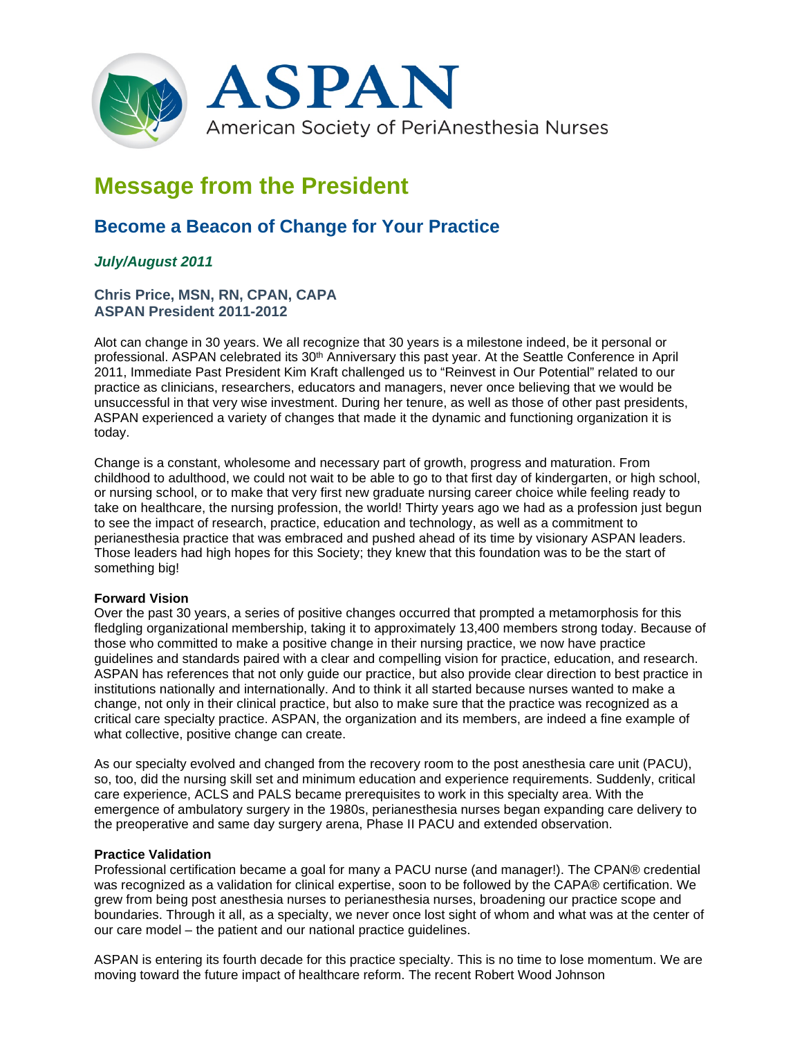# ASPAN

American Society of PeriAnesthesia Nurses

# Message from the President

## Become a Beacon of Change for Your Practice

***July/August 2011***

**Chris Price, MSN, RN, CPAN, CAPA**
**ASPAN President 2011-2012**

Alot can change in 30 years. We all recognize that 30 years is a milestone indeed, be it personal or professional. ASPAN celebrated its 30th Anniversary this past year. At the Seattle Conference in April 2011, Immediate Past President Kim Kraft challenged us to "Reinvest in Our Potential" related to our practice as clinicians, researchers, educators and managers, never once believing that we would be unsuccessful in that very wise investment. During her tenure, as well as those of other past presidents, ASPAN experienced a variety of changes that made it the dynamic and functioning organization it is today.

Change is a constant, wholesome and necessary part of growth, progress and maturation. From childhood to adulthood, we could not wait to be able to go to that first day of kindergarten, or high school, or nursing school, or to make that very first new graduate nursing career choice while feeling ready to take on healthcare, the nursing profession, the world! Thirty years ago we had as a profession just begun to see the impact of research, practice, education and technology, as well as a commitment to perianesthesia practice that was embraced and pushed ahead of its time by visionary ASPAN leaders. Those leaders had high hopes for this Society; they knew that this foundation was to be the start of something big!

**Forward Vision**

Over the past 30 years, a series of positive changes occurred that prompted a metamorphosis for this fledgling organizational membership, taking it to approximately 13,400 members strong today. Because of those who committed to make a positive change in their nursing practice, we now have practice guidelines and standards paired with a clear and compelling vision for practice, education, and research. ASPAN has references that not only guide our practice, but also provide clear direction to best practice in institutions nationally and internationally. And to think it all started because nurses wanted to make a change, not only in their clinical practice, but also to make sure that the practice was recognized as a critical care specialty practice. ASPAN, the organization and its members, are indeed a fine example of what collective, positive change can create.

As our specialty evolved and changed from the recovery room to the post anesthesia care unit (PACU), so, too, did the nursing skill set and minimum education and experience requirements. Suddenly, critical care experience, ACLS and PALS became prerequisites to work in this specialty area. With the emergence of ambulatory surgery in the 1980s, perianesthesia nurses began expanding care delivery to the preoperative and same day surgery arena, Phase II PACU and extended observation.

**Practice Validation**

Professional certification became a goal for many a PACU nurse (and manager!). The CPAN® credential was recognized as a validation for clinical expertise, soon to be followed by the CAPA® certification. We grew from being post anesthesia nurses to perianesthesia nurses, broadening our practice scope and boundaries. Through it all, as a specialty, we never once lost sight of whom and what was at the center of our care model – the patient and our national practice guidelines.

ASPAN is entering its fourth decade for this practice specialty. This is no time to lose momentum. We are moving toward the future impact of healthcare reform. The recent Robert Wood Johnson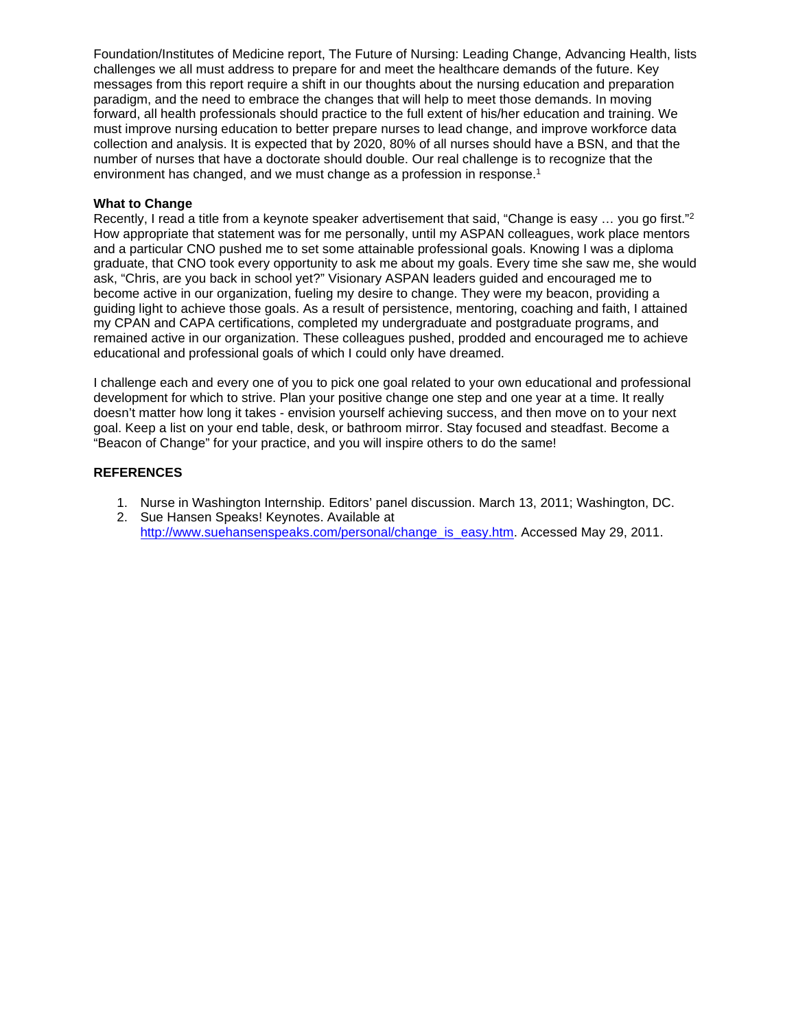Foundation/Institutes of Medicine report, The Future of Nursing: Leading Change, Advancing Health, lists challenges we all must address to prepare for and meet the healthcare demands of the future. Key messages from this report require a shift in our thoughts about the nursing education and preparation paradigm, and the need to embrace the changes that will help to meet those demands. In moving forward, all health professionals should practice to the full extent of his/her education and training. We must improve nursing education to better prepare nurses to lead change, and improve workforce data collection and analysis. It is expected that by 2020, 80% of all nurses should have a BSN, and that the number of nurses that have a doctorate should double. Our real challenge is to recognize that the environment has changed, and we must change as a profession in response.[1]

**What to Change**

Recently, I read a title from a keynote speaker advertisement that said, "Change is easy … you go first."[2] How appropriate that statement was for me personally, until my ASPAN colleagues, work place mentors and a particular CNO pushed me to set some attainable professional goals. Knowing I was a diploma graduate, that CNO took every opportunity to ask me about my goals. Every time she saw me, she would ask, "Chris, are you back in school yet?" Visionary ASPAN leaders guided and encouraged me to become active in our organization, fueling my desire to change. They were my beacon, providing a guiding light to achieve those goals. As a result of persistence, mentoring, coaching and faith, I attained my CPAN and CAPA certifications, completed my undergraduate and postgraduate programs, and remained active in our organization. These colleagues pushed, prodded and encouraged me to achieve educational and professional goals of which I could only have dreamed.

I challenge each and every one of you to pick one goal related to your own educational and professional development for which to strive. Plan your positive change one step and one year at a time. It really doesn't matter how long it takes - envision yourself achieving success, and then move on to your next goal. Keep a list on your end table, desk, or bathroom mirror. Stay focused and steadfast. Become a "Beacon of Change" for your practice, and you will inspire others to do the same!

**REFERENCES**

1. Nurse in Washington Internship. Editors' panel discussion. March 13, 2011; Washington, DC.
2. Sue Hansen Speaks! Keynotes. Available at http://www.suehansenspeaks.com/personal/change_is_easy.htm. Accessed May 29, 2011.